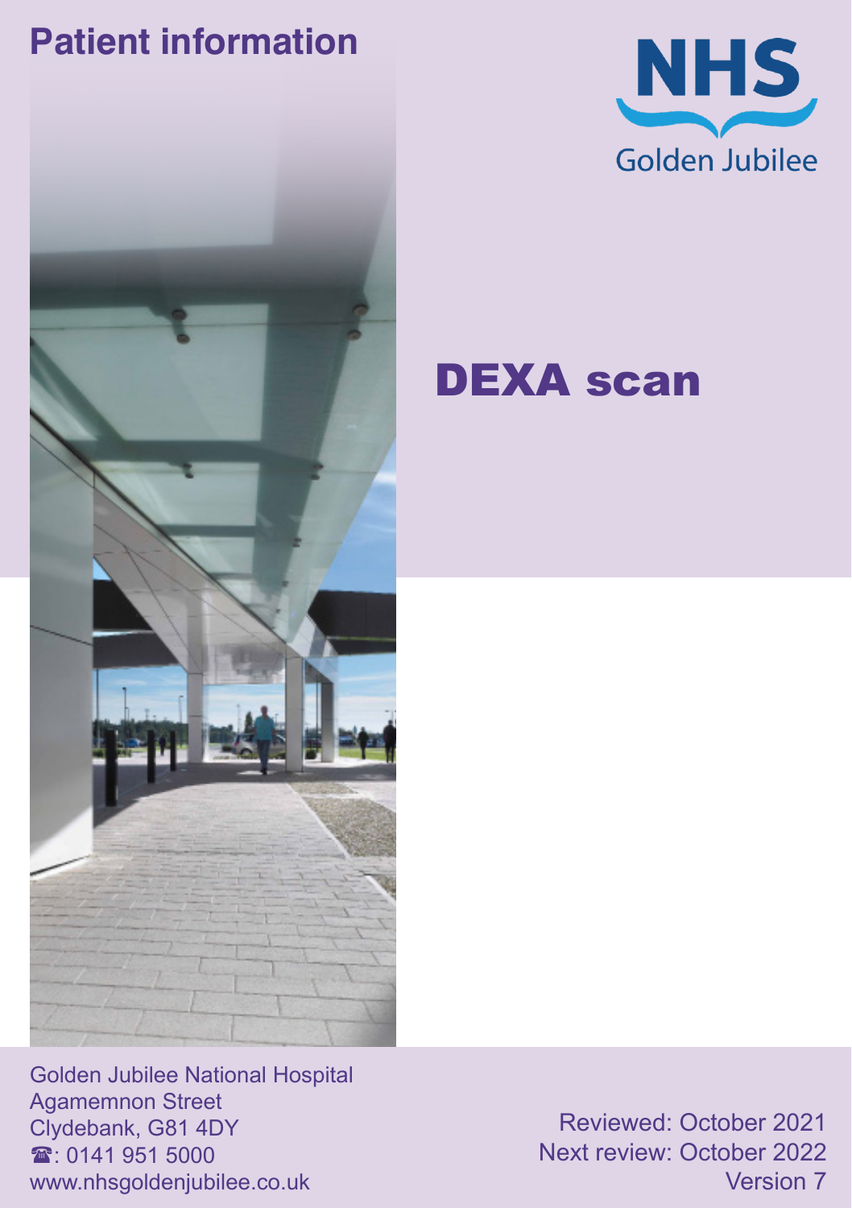Patient information

NHS
Golden Jubilee

# DEXA scan

Golden Jubilee National Hospital
Agamemnon Street
Clydebank, G81 4DY
☎: 0141 951 5000
www.nhsgoldenjubilee.co.uk

Reviewed: October 2021
Next review: October 2022
Version 7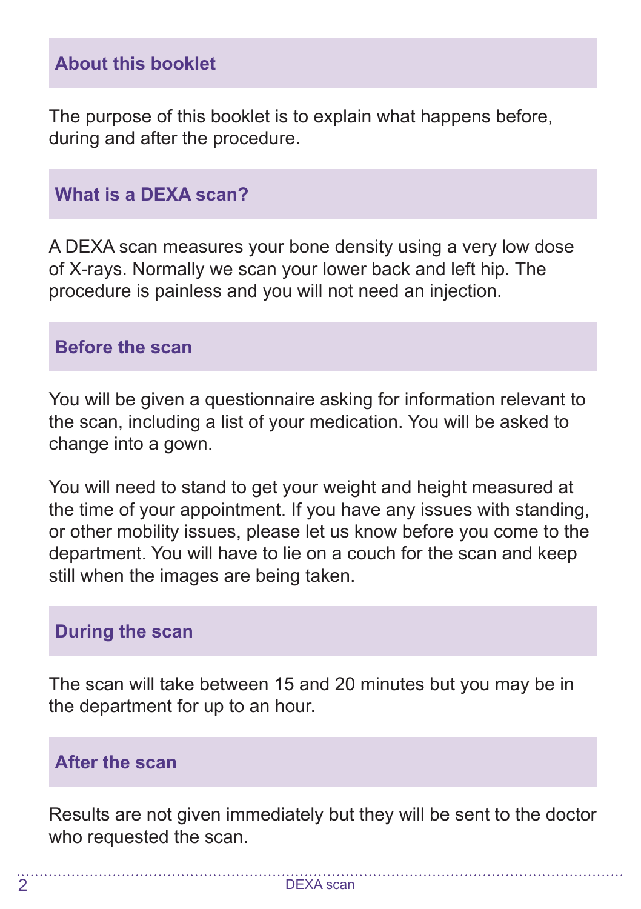## About this booklet

The purpose of this booklet is to explain what happens before, during and after the procedure.

## What is a DEXA scan?

A DEXA scan measures your bone density using a very low dose of X-rays. Normally we scan your lower back and left hip. The procedure is painless and you will not need an injection.

## Before the scan

You will be given a questionnaire asking for information relevant to the scan, including a list of your medication. You will be asked to change into a gown.

You will need to stand to get your weight and height measured at the time of your appointment. If you have any issues with standing, or other mobility issues, please let us know before you come to the department. You will have to lie on a couch for the scan and keep still when the images are being taken.

## During the scan

The scan will take between 15 and 20 minutes but you may be in the department for up to an hour.

## After the scan

Results are not given immediately but they will be sent to the doctor who requested the scan.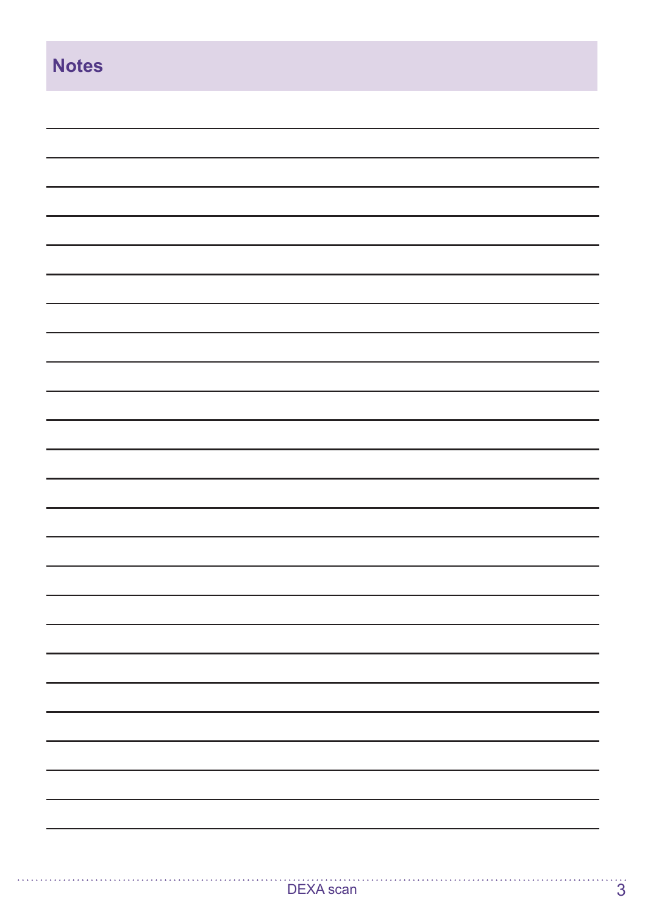## Notes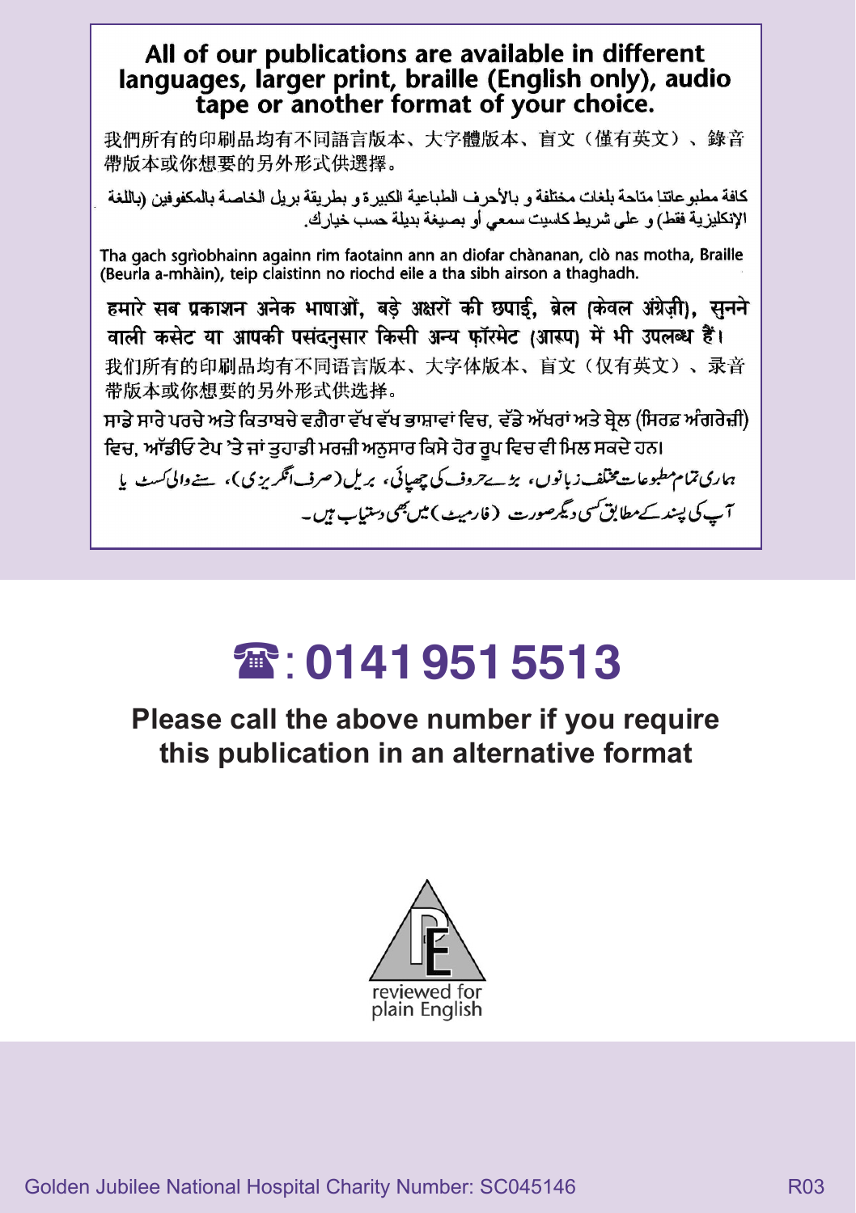**All of our publications are available in different languages, larger print, braille (English only), audio tape or another format of your choice.**

我們所有的印刷品均有不同語言版本、大字體版本、盲文（僅有英文）、錄音帶版本或你想要的另外形式供選擇。

كافة مطبوعاتنا متاحة بلغات مختلفة و بالأحرف الطباعية الكبيرة و بطريقة بريل الخاصة بالمكفوفين (باللغة الإنكليزية فقط) و على شريط كاسيت سمعي أو بصيغة بديلة حسب خيارك.

Tha gach sgrìobhainn againn rim faotainn ann an diofar chànanan, clò nas motha, Braille (Beurla a-mhàin), teip claistinn no riochd eile a tha sibh airson a thaghadh.

हमारे सब प्रकाशन अनेक भाषाओं, बड़े अक्षरों की छपाई, ब्रेल (केवल अंग्रेज़ी), सुनने वाली कसेट या आपकी पसंदनुसार किसी अन्य फॉरमेट (आरूप) में भी उपलब्ध हैं।

我们所有的印刷品均有不同语言版本、大字体版本、盲文（仅有英文）、录音带版本或你想要的另外形式供选择。

ਸਾਡੇ ਸਾਰੇ ਪਰਚੇ ਅਤੇ ਕਿਤਾਬਚੇ ਵਗ਼ੈਰਾ ਵੱਖ ਵੱਖ ਭਾਸ਼ਾਵਾਂ ਵਿਚ, ਵੱਡੇ ਅੱਖਰਾਂ ਅਤੇ ਬ੍ਰੇਲ (ਸਿਰਫ਼ ਅੰਗਰੇਜ਼ੀ) ਵਿਚ, ਅੱਡੀਓ ਟੇਪ 'ਤੇ ਜਾਂ ਤੁਹਾਡੀ ਮਰਜ਼ੀ ਅਨੁਸਾਰ ਕਿਸੇ ਹੋਰ ਰੂਪ ਵਿਚ ਵੀ ਮਿਲ ਸਕਦੇ ਹਨ।

ہماری تمام مطبوعات مختلف زبانوں، بڑے حروف کی چھپائی، بریل (صرف انگریزی)، سننے والی کسٹ یا آپ کی پسند کے مطابق کسی دیگر صورت (فارمیٹ) میں بھی دستیاب ہیں۔

# ☎: 0141 951 5513

**Please call the above number if you require this publication in an alternative format**

reviewed for plain English

Golden Jubilee National Hospital Charity Number: SC045146

R03